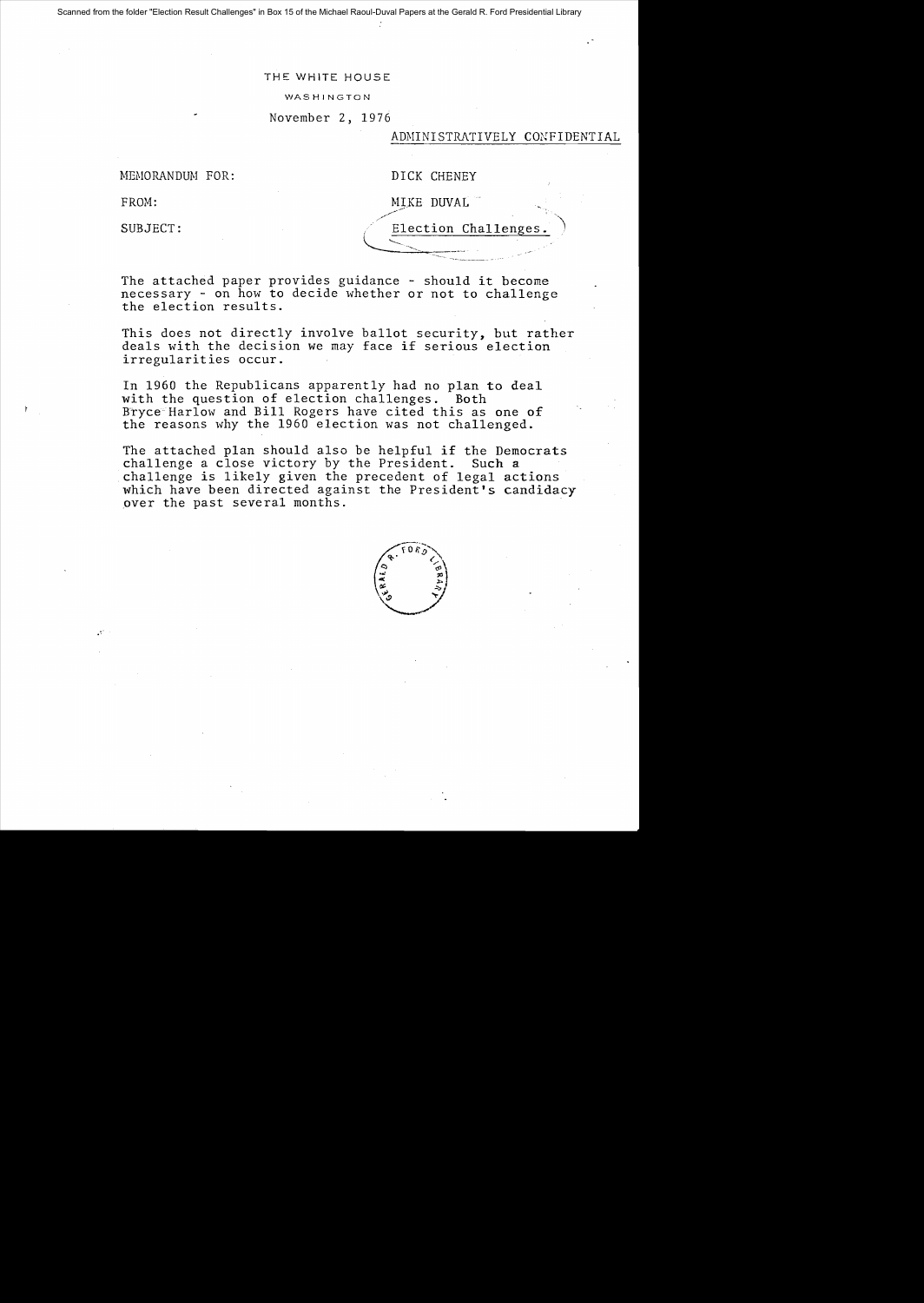THE WHITE HOUSE

WASHINGTON

November 2, 1976

ADMINISTRATIVELY CONFIDENTIAL

MEMORANDUM FOR: DICK CHENEY

FROM: MIKE DUVAL

SUBJECT: Election Challenges.

The attached paper provides guidance - should it become necessary - on how to decide whether or not to challenge the election results.

This does not directly involve ballot security, but rather deals with the decision we may face if serious election irregularities occur.

In 1960 the Republicans apparently had no plan to deal with the question of election challenges. Both Bryce Harlow and Bill Rogers have cited this as one of the reasons why the 1960 election was not challenged.

The attached plan should also be helpful if the Democrats challenge a close victory by the President. Such a challenge is likely given the precedent of legal actions which have been directed against the President's candidacy over the past several months.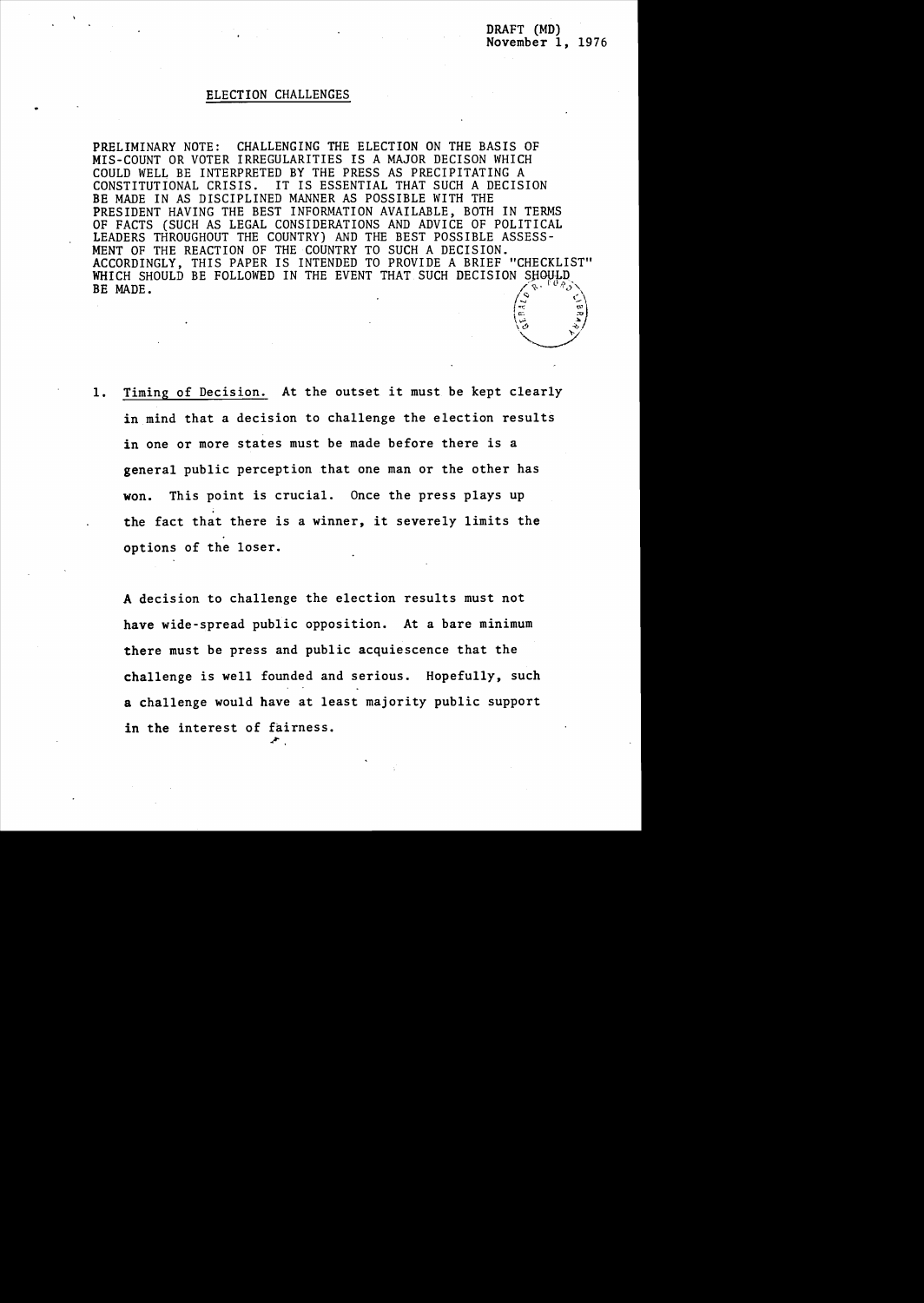DRAFT (MD)
November 1, 1976

## ELECTION CHALLENGES

PRELIMINARY NOTE: CHALLENGING THE ELECTION ON THE BASIS OF MIS-COUNT OR VOTER IRREGULARITIES IS A MAJOR DECISON WHICH COULD WELL BE INTERPRETED BY THE PRESS AS PRECIPITATING A CONSTITUTIONAL CRISIS. IT IS ESSENTIAL THAT SUCH A DECISION BE MADE IN AS DISCIPLINED MANNER AS POSSIBLE WITH THE PRESIDENT HAVING THE BEST INFORMATION AVAILABLE, BOTH IN TERMS OF FACTS (SUCH AS LEGAL CONSIDERATIONS AND ADVICE OF POLITICAL LEADERS THROUGHOUT THE COUNTRY) AND THE BEST POSSIBLE ASSESSMENT OF THE REACTION OF THE COUNTRY TO SUCH A DECISION. ACCORDINGLY, THIS PAPER IS INTENDED TO PROVIDE A BRIEF "CHECKLIST" WHICH SHOULD BE FOLLOWED IN THE EVENT THAT SUCH DECISION SHOULD BE MADE.

1. Timing of Decision. At the outset it must be kept clearly in mind that a decision to challenge the election results in one or more states must be made before there is a general public perception that one man or the other has won. This point is crucial. Once the press plays up the fact that there is a winner, it severely limits the options of the loser.

   A decision to challenge the election results must not have wide-spread public opposition. At a bare minimum there must be press and public acquiescence that the challenge is well founded and serious. Hopefully, such a challenge would have at least majority public support in the interest of fairness.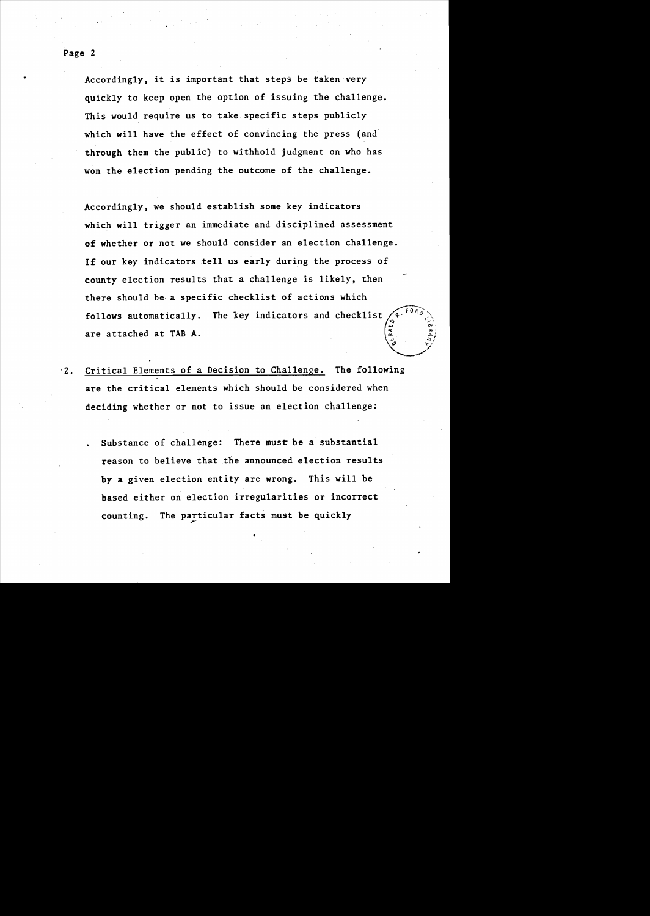Accordingly, it is important that steps be taken very quickly to keep open the option of issuing the challenge. This would require us to take specific steps publicly which will have the effect of convincing the press (and through them the public) to withhold judgment on who has won the election pending the outcome of the challenge.

Accordingly, we should establish some key indicators which will trigger an immediate and disciplined assessment of whether or not we should consider an election challenge. If our key indicators tell us early during the process of county election results that a challenge is likely, then there should be a specific checklist of actions which follows automatically. The key indicators and checklist are attached at TAB A.

2. Critical Elements of a Decision to Challenge. The following are the critical elements which should be considered when deciding whether or not to issue an election challenge:

   - Substance of challenge: There must be a substantial reason to believe that the announced election results by a given election entity are wrong. This will be based either on election irregularities or incorrect counting. The particular facts must be quickly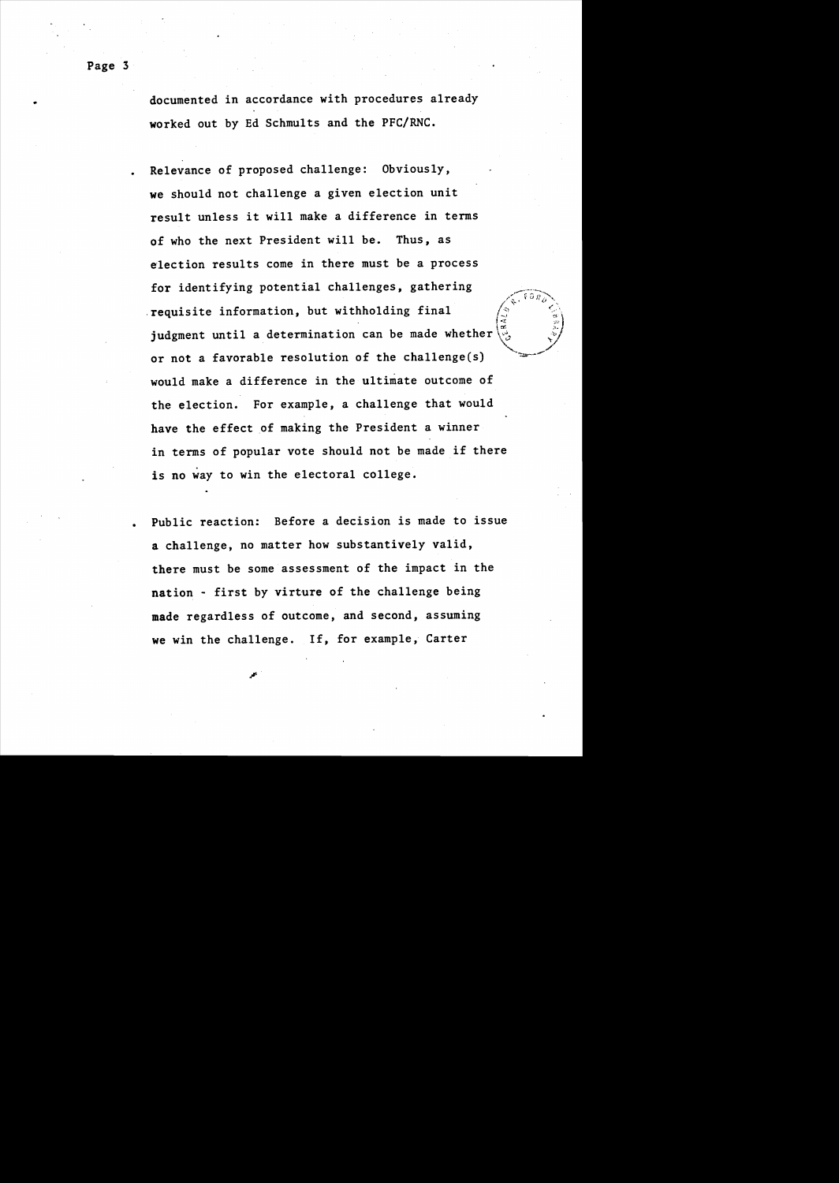documented in accordance with procedures already worked out by Ed Schmults and the PFC/RNC.

- Relevance of proposed challenge: Obviously, we should not challenge a given election unit result unless it will make a difference in terms of who the next President will be. Thus, as election results come in there must be a process for identifying potential challenges, gathering requisite information, but withholding final judgment until a determination can be made whether or not a favorable resolution of the challenge(s) would make a difference in the ultimate outcome of the election. For example, a challenge that would have the effect of making the President a winner in terms of popular vote should not be made if there is no way to win the electoral college.

- Public reaction: Before a decision is made to issue a challenge, no matter how substantively valid, there must be some assessment of the impact in the nation - first by virtue of the challenge being made regardless of outcome, and second, assuming we win the challenge. If, for example, Carter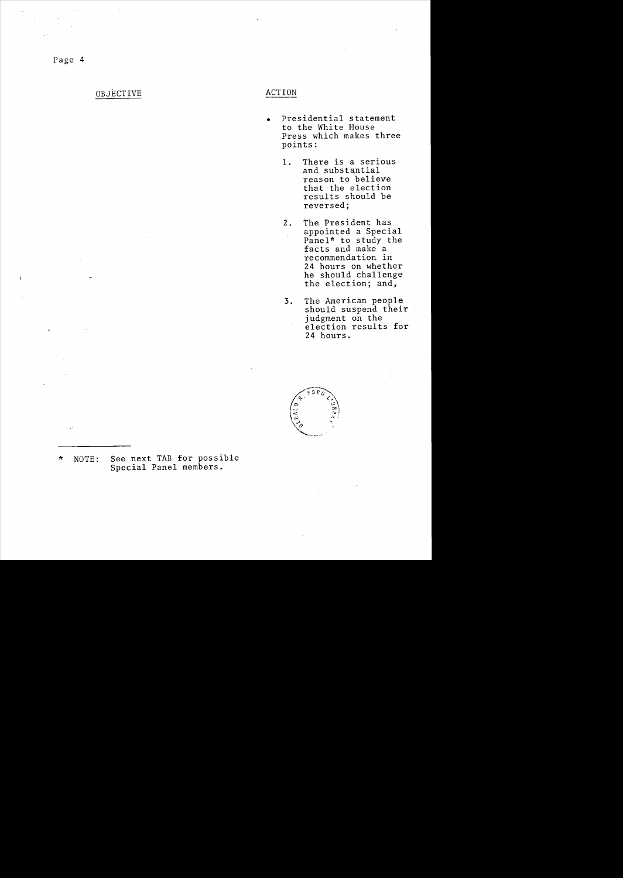| OBJECTIVE | ACTION |
| --- | --- |
| | • Presidential statement to the White House Press which makes three points:<br><br>1. There is a serious and substantial reason to believe that the election results should be reversed;<br><br>2. The President has appointed a Special Panel* to study the facts and make a recommendation in 24 hours on whether he should challenge the election; and,<br><br>3. The American people should suspend their judgment on the election results for 24 hours. |

---

* NOTE: See next TAB for possible Special Panel members.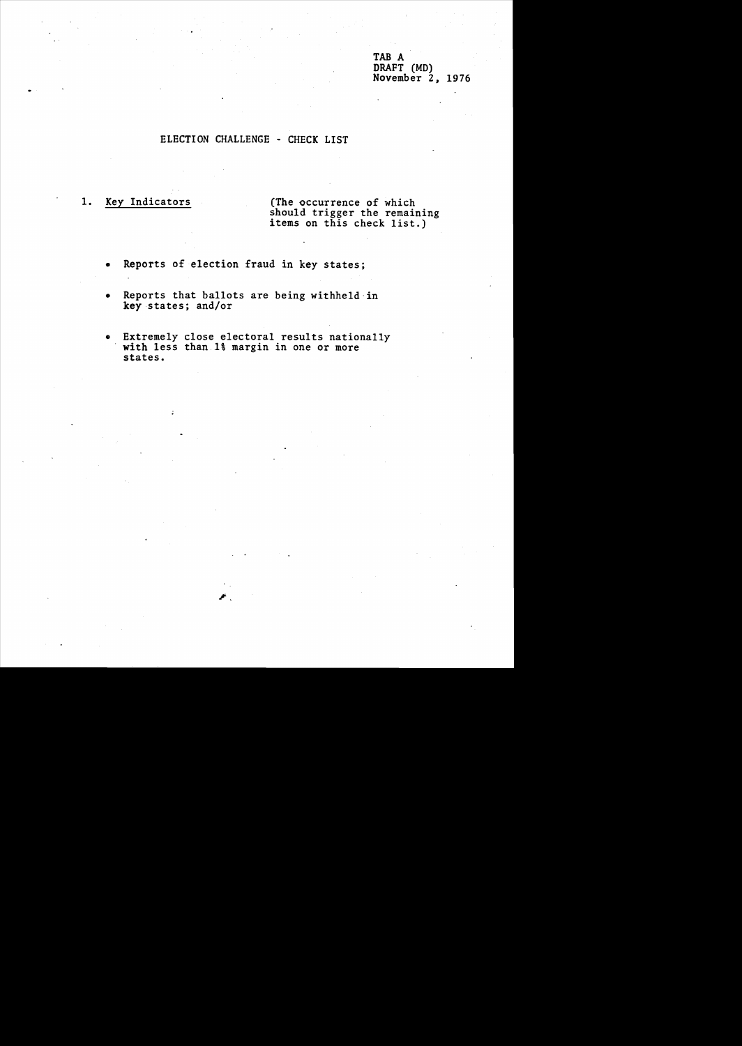TAB A
DRAFT (MD)
November 2, 1976

# ELECTION CHALLENGE - CHECK LIST

1. <u>Key Indicators</u> (The occurrence of which should trigger the remaining items on this check list.)

   - Reports of election fraud in key states;
   - Reports that ballots are being withheld in key states; and/or
   - Extremely close electoral results nationally with less than 1% margin in one or more states.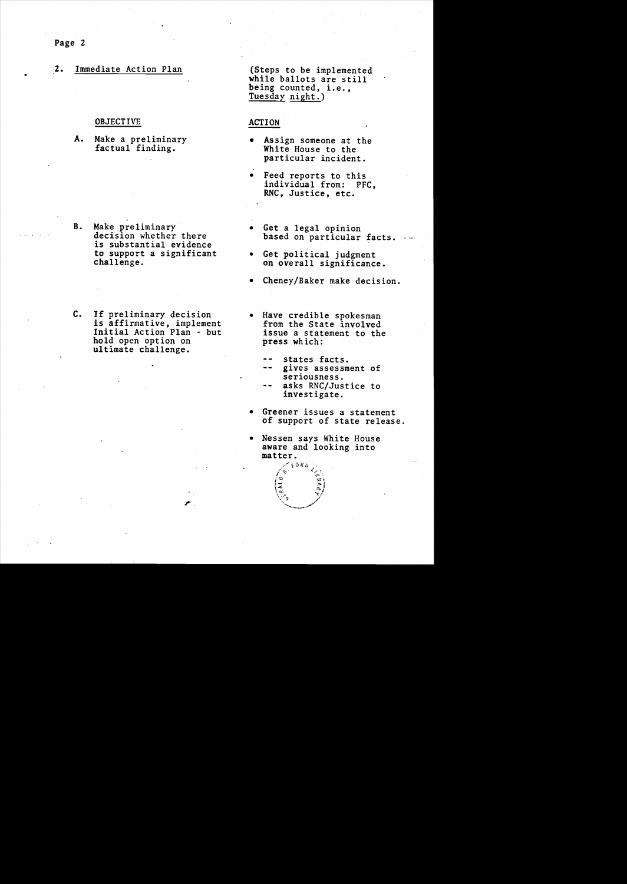## 2. Immediate Action Plan

(Steps to be implemented while ballots are still being counted, i.e., Tuesday night.)

| OBJECTIVE | ACTION |
|---|---|
| A. Make a preliminary factual finding. | • Assign someone at the White House to the particular incident.<br>• Feed reports to this individual from: PFC, RNC, Justice, etc. |
| B. Make preliminary decision whether there is substantial evidence to support a significant challenge. | • Get a legal opinion based on particular facts.<br>• Get political judgment on overall significance.<br>• Cheney/Baker make decision. |
| C. If preliminary decision is affirmative, implement Initial Action Plan - but hold open option on ultimate challenge. | • Have credible spokesman from the State involved issue a statement to the press which:<br>-- states facts.<br>-- gives assessment of seriousness.<br>-- asks RNC/Justice to investigate.<br>• Greener issues a statement of support of state release.<br>• Nessen says White House aware and looking into matter. |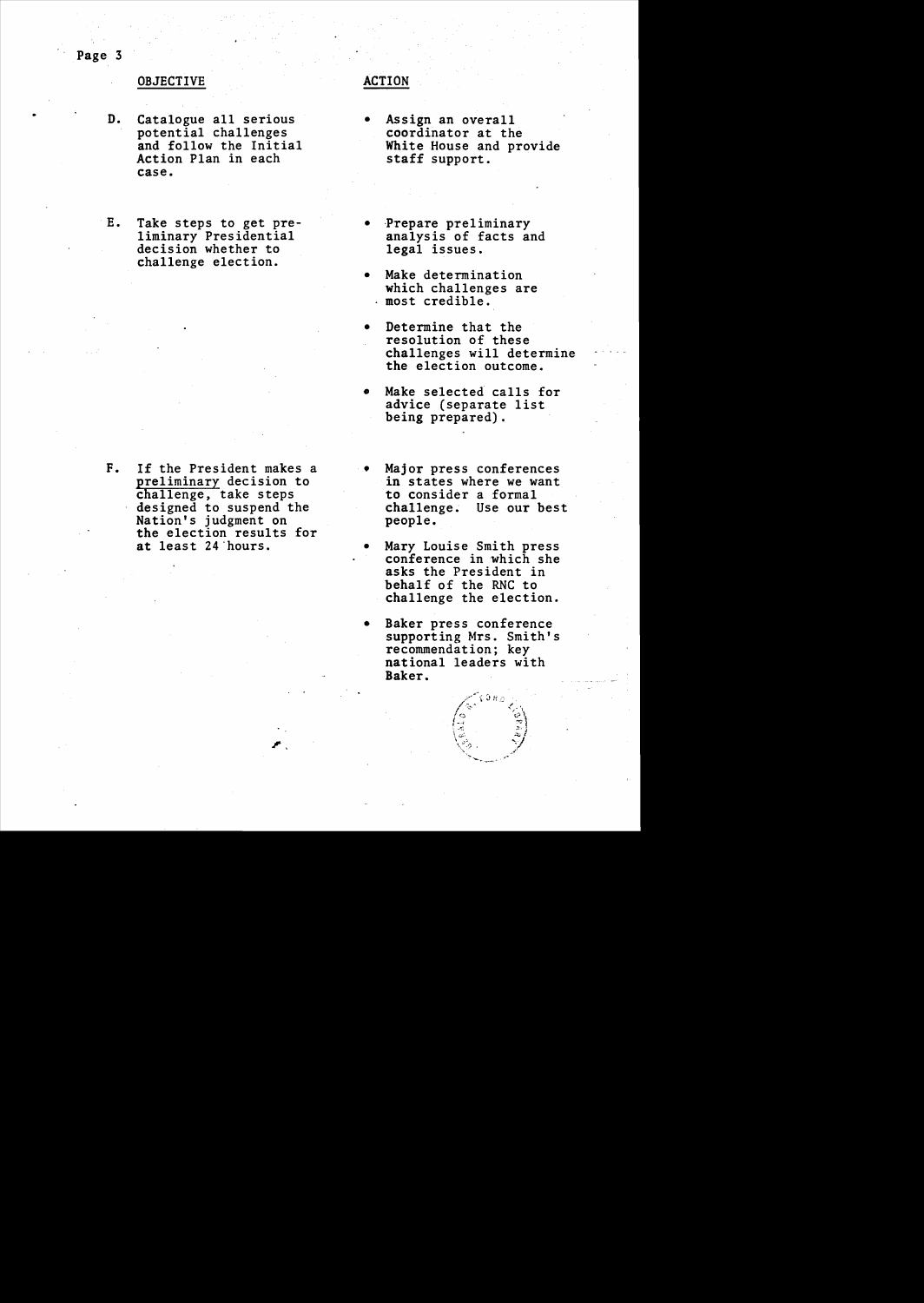| OBJECTIVE | ACTION |
|---|---|
| D. Catalogue all serious potential challenges and follow the Initial Action Plan in each case. | • Assign an overall coordinator at the White House and provide staff support. |
| E. Take steps to get preliminary Presidential decision whether to challenge election. | • Prepare preliminary analysis of facts and legal issues.<br>• Make determination which challenges are most credible.<br>• Determine that the resolution of these challenges will determine the election outcome.<br>• Make selected calls for advice (separate list being prepared). |
| F. If the President makes a <u>preliminary</u> decision to challenge, take steps designed to suspend the Nation's judgment on the election results for at least 24 hours. | • Major press conferences in states where we want to consider a formal challenge. Use our best people.<br>• Mary Louise Smith press conference in which she asks the President in behalf of the RNC to challenge the election.<br>• Baker press conference supporting Mrs. Smith's recommendation; key national leaders with Baker. |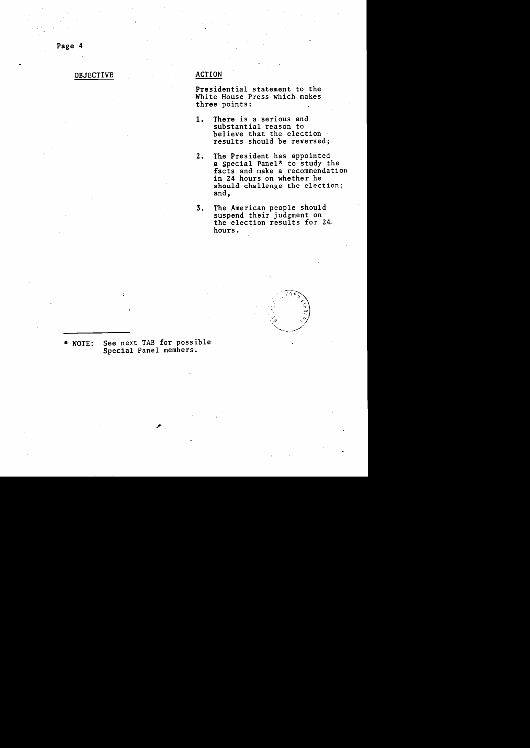| OBJECTIVE | ACTION |
| --- | --- |
| | Presidential statement to the White House Press which makes three points:<br><br>1. There is a serious and substantial reason to believe that the election results should be reversed;<br><br>2. The President has appointed a Special Panel* to study the facts and make a recommendation in 24 hours on whether he should challenge the election; and,<br><br>3. The American people should suspend their judgment on the election results for 24 hours. |

---

* NOTE: See next TAB for possible Special Panel members.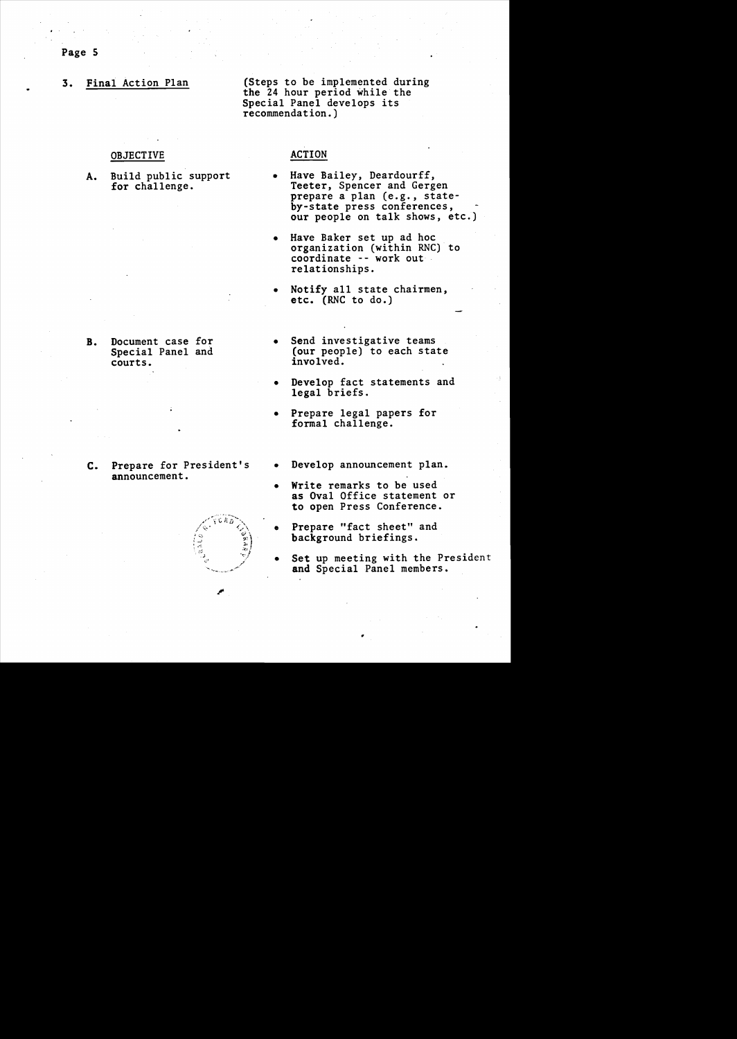3. Final Action Plan

(Steps to be implemented during the 24 hour period while the Special Panel develops its recommendation.)

| OBJECTIVE | ACTION |
|---|---|
| A. Build public support for challenge. | • Have Bailey, Deardourff, Teeter, Spencer and Gergen prepare a plan (e.g., state-by-state press conferences, our people on talk shows, etc.) <br> • Have Baker set up ad hoc organization (within RNC) to coordinate -- work out relationships. <br> • Notify all state chairmen, etc. (RNC to do.) |
| B. Document case for Special Panel and courts. | • Send investigative teams (our people) to each state involved. <br> • Develop fact statements and legal briefs. <br> • Prepare legal papers for formal challenge. |
| C. Prepare for President's announcement. | • Develop announcement plan. <br> • Write remarks to be used as Oval Office statement or to open Press Conference. <br> • Prepare "fact sheet" and background briefings. <br> • Set up meeting with the President and Special Panel members. |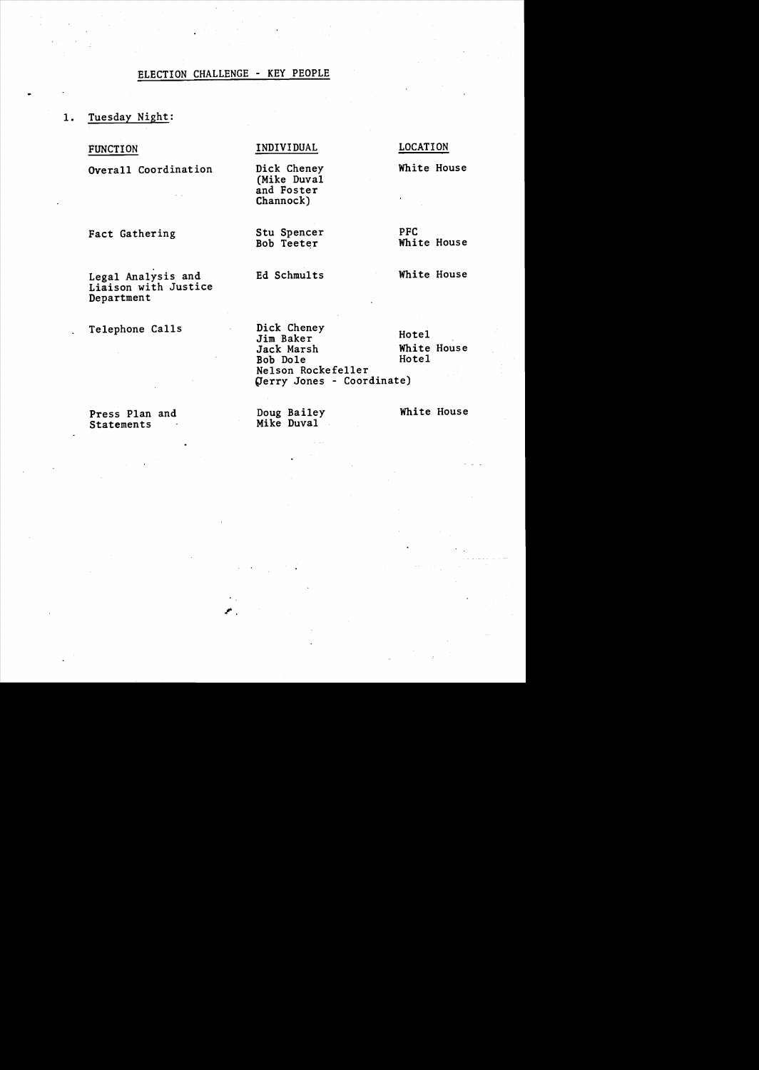# ELECTION CHALLENGE - KEY PEOPLE

1. Tuesday Night:

| FUNCTION | INDIVIDUAL | LOCATION |
|---|---|---|
| Overall Coordination | Dick Cheney (Mike Duval and Foster Channock) | White House |
| Fact Gathering | Stu Spencer<br>Bob Teeter | PFC<br>White House |
| Legal Analysis and Liaison with Justice Department | Ed Schmults | White House |
| Telephone Calls | Dick Cheney<br>Jim Baker<br>Jack Marsh<br>Bob Dole<br>Nelson Rockefeller<br>(Jerry Jones - Coordinate) | Hotel<br>White House<br>Hotel |
| Press Plan and Statements | Doug Bailey<br>Mike Duval | White House |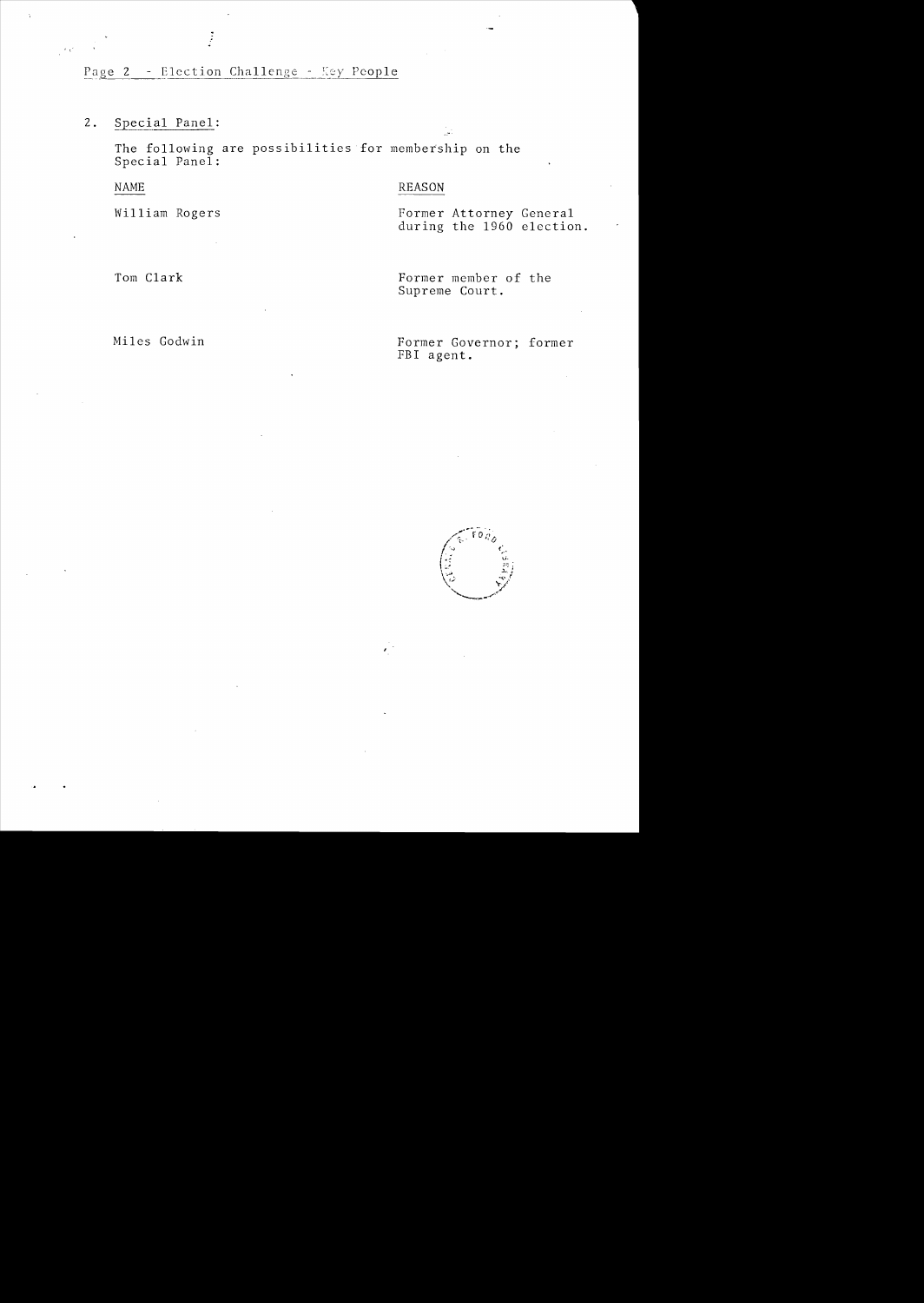Page 2 - Election Challenge - Key People

2. Special Panel:

The following are possibilities for membership on the Special Panel:

| NAME | REASON |
|---|---|
| William Rogers | Former Attorney General during the 1960 election. |
| Tom Clark | Former member of the Supreme Court. |
| Miles Godwin | Former Governor; former FBI agent. |